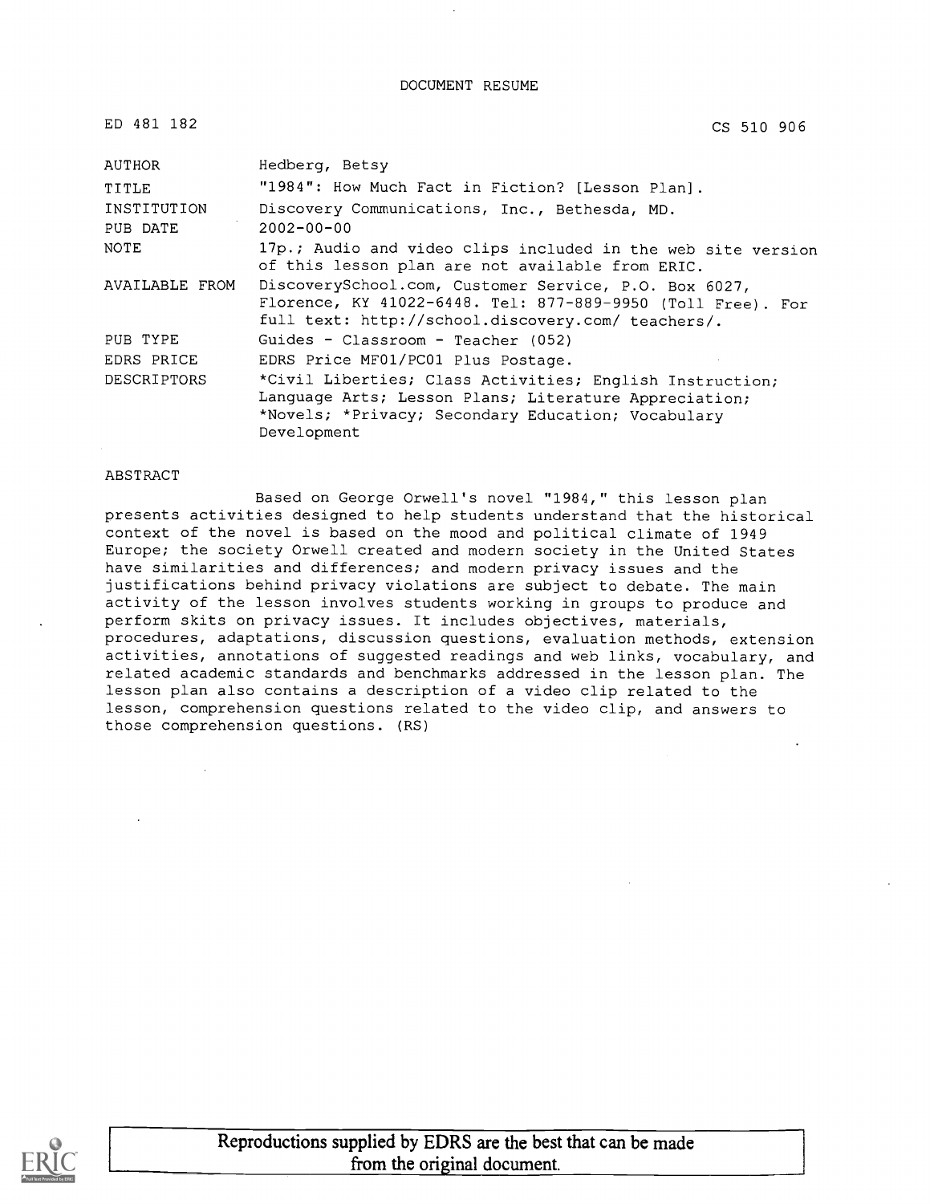DOCUMENT RESUME

ED 481 182 CS 510 906

| | |
|---|---|
| AUTHOR | Hedberg, Betsy |
| TITLE | "1984": How Much Fact in Fiction? [Lesson Plan]. |
| INSTITUTION | Discovery Communications, Inc., Bethesda, MD. |
| PUB DATE | 2002-00-00 |
| NOTE | 17p.; Audio and video clips included in the web site version of this lesson plan are not available from ERIC. |
| AVAILABLE FROM | DiscoverySchool.com, Customer Service, P.O. Box 6027, Florence, KY 41022-6448. Tel: 877-889-9950 (Toll Free). For full text: http://school.discovery.com/ teachers/. |
| PUB TYPE | Guides - Classroom - Teacher (052) |
| EDRS PRICE | EDRS Price MF01/PC01 Plus Postage. |
| DESCRIPTORS | *Civil Liberties; Class Activities; English Instruction; Language Arts; Lesson Plans; Literature Appreciation; *Novels; *Privacy; Secondary Education; Vocabulary Development |

ABSTRACT

Based on George Orwell's novel "1984," this lesson plan presents activities designed to help students understand that the historical context of the novel is based on the mood and political climate of 1949 Europe; the society Orwell created and modern society in the United States have similarities and differences; and modern privacy issues and the justifications behind privacy violations are subject to debate. The main activity of the lesson involves students working in groups to produce and perform skits on privacy issues. It includes objectives, materials, procedures, adaptations, discussion questions, evaluation methods, extension activities, annotations of suggested readings and web links, vocabulary, and related academic standards and benchmarks addressed in the lesson plan. The lesson plan also contains a description of a video clip related to the lesson, comprehension questions related to the video clip, and answers to those comprehension questions. (RS)

Reproductions supplied by EDRS are the best that can be made from the original document.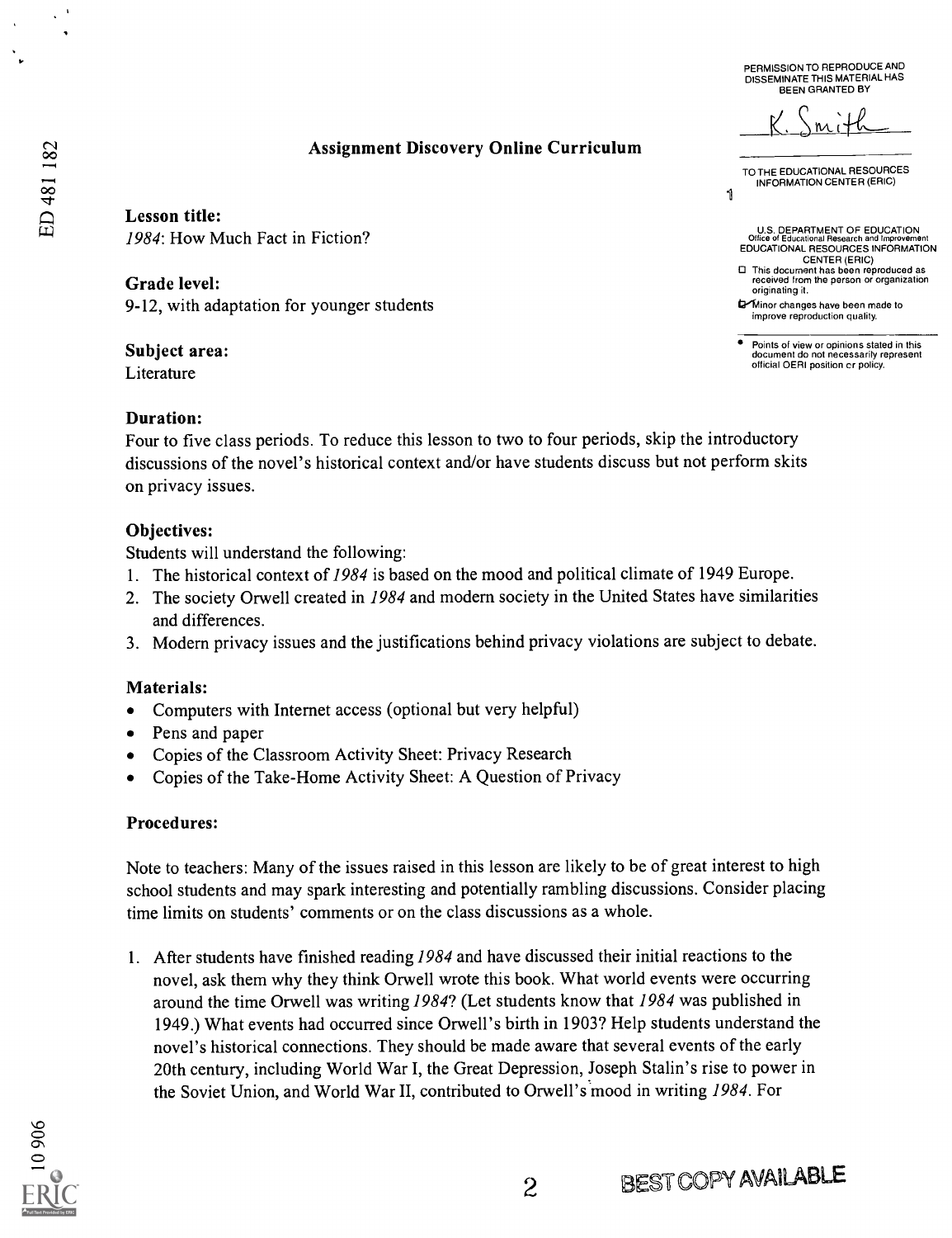# Assignment Discovery Online Curriculum

**Lesson title:**
*1984*: How Much Fact in Fiction?

**Grade level:**
9-12, with adaptation for younger students

**Subject area:**
Literature

**Duration:**
Four to five class periods. To reduce this lesson to two to four periods, skip the introductory discussions of the novel's historical context and/or have students discuss but not perform skits on privacy issues.

**Objectives:**
Students will understand the following:

1. The historical context of *1984* is based on the mood and political climate of 1949 Europe.
2. The society Orwell created in *1984* and modern society in the United States have similarities and differences.
3. Modern privacy issues and the justifications behind privacy violations are subject to debate.

**Materials:**

- Computers with Internet access (optional but very helpful)
- Pens and paper
- Copies of the Classroom Activity Sheet: Privacy Research
- Copies of the Take-Home Activity Sheet: A Question of Privacy

**Procedures:**

Note to teachers: Many of the issues raised in this lesson are likely to be of great interest to high school students and may spark interesting and potentially rambling discussions. Consider placing time limits on students' comments or on the class discussions as a whole.

1. After students have finished reading *1984* and have discussed their initial reactions to the novel, ask them why they think Orwell wrote this book. What world events were occurring around the time Orwell was writing *1984*? (Let students know that *1984* was published in 1949.) What events had occurred since Orwell's birth in 1903? Help students understand the novel's historical connections. They should be made aware that several events of the early 20th century, including World War I, the Great Depression, Joseph Stalin's rise to power in the Soviet Union, and World War II, contributed to Orwell's mood in writing *1984*. For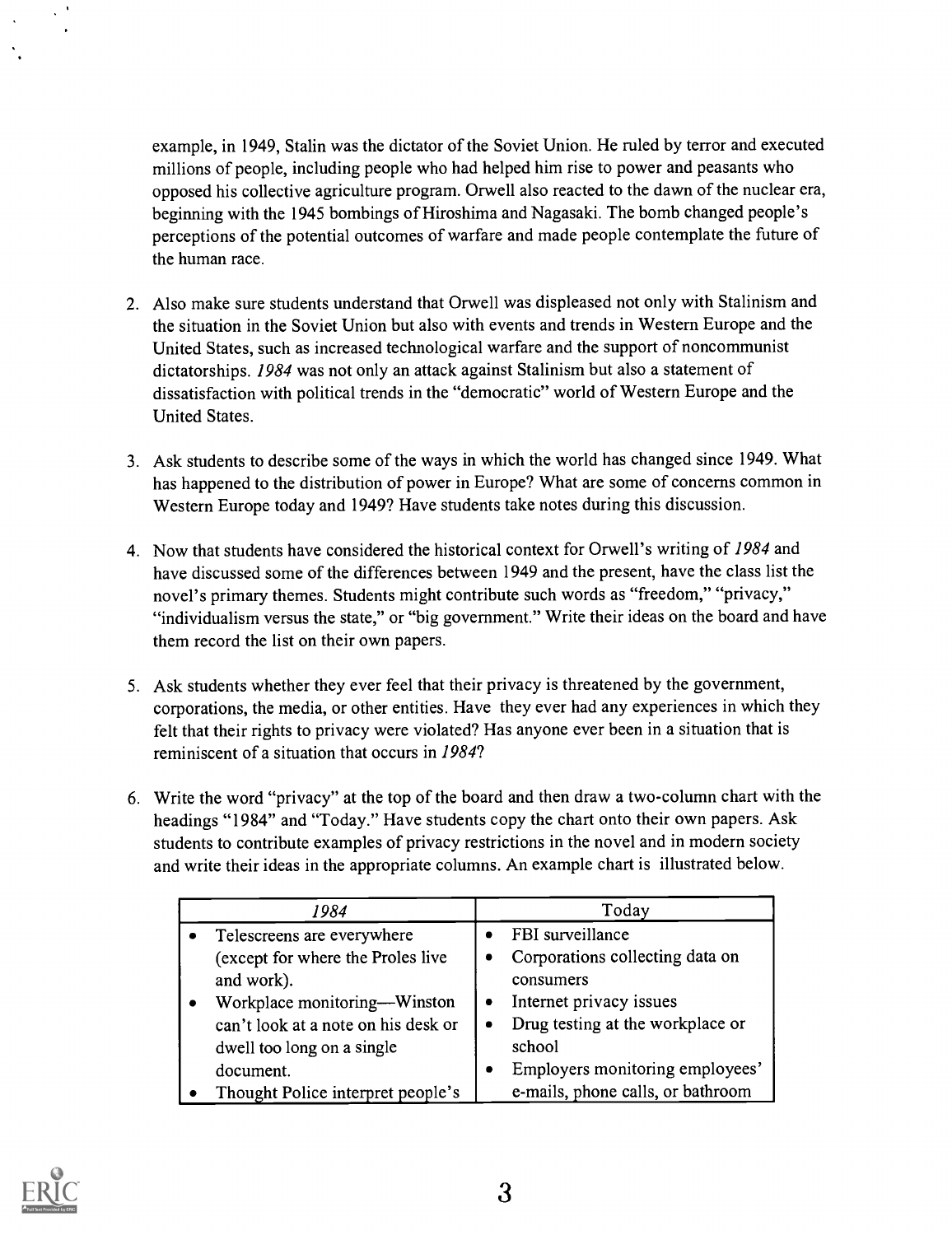example, in 1949, Stalin was the dictator of the Soviet Union. He ruled by terror and executed millions of people, including people who had helped him rise to power and peasants who opposed his collective agriculture program. Orwell also reacted to the dawn of the nuclear era, beginning with the 1945 bombings of Hiroshima and Nagasaki. The bomb changed people's perceptions of the potential outcomes of warfare and made people contemplate the future of the human race.

2. Also make sure students understand that Orwell was displeased not only with Stalinism and the situation in the Soviet Union but also with events and trends in Western Europe and the United States, such as increased technological warfare and the support of noncommunist dictatorships. *1984* was not only an attack against Stalinism but also a statement of dissatisfaction with political trends in the "democratic" world of Western Europe and the United States.

3. Ask students to describe some of the ways in which the world has changed since 1949. What has happened to the distribution of power in Europe? What are some of concerns common in Western Europe today and 1949? Have students take notes during this discussion.

4. Now that students have considered the historical context for Orwell's writing of *1984* and have discussed some of the differences between 1949 and the present, have the class list the novel's primary themes. Students might contribute such words as "freedom," "privacy," "individualism versus the state," or "big government." Write their ideas on the board and have them record the list on their own papers.

5. Ask students whether they ever feel that their privacy is threatened by the government, corporations, the media, or other entities. Have they ever had any experiences in which they felt that their rights to privacy were violated? Has anyone ever been in a situation that is reminiscent of a situation that occurs in *1984*?

6. Write the word "privacy" at the top of the board and then draw a two-column chart with the headings "1984" and "Today." Have students copy the chart onto their own papers. Ask students to contribute examples of privacy restrictions in the novel and in modern society and write their ideas in the appropriate columns. An example chart is illustrated below.

| *1984* | Today |
|---|---|
| • Telescreens are everywhere (except for where the Proles live and work).<br>• Workplace monitoring—Winston can't look at a note on his desk or dwell too long on a single document.<br>• Thought Police interpret people's | • FBI surveillance<br>• Corporations collecting data on consumers<br>• Internet privacy issues<br>• Drug testing at the workplace or school<br>• Employers monitoring employees' e-mails, phone calls, or bathroom |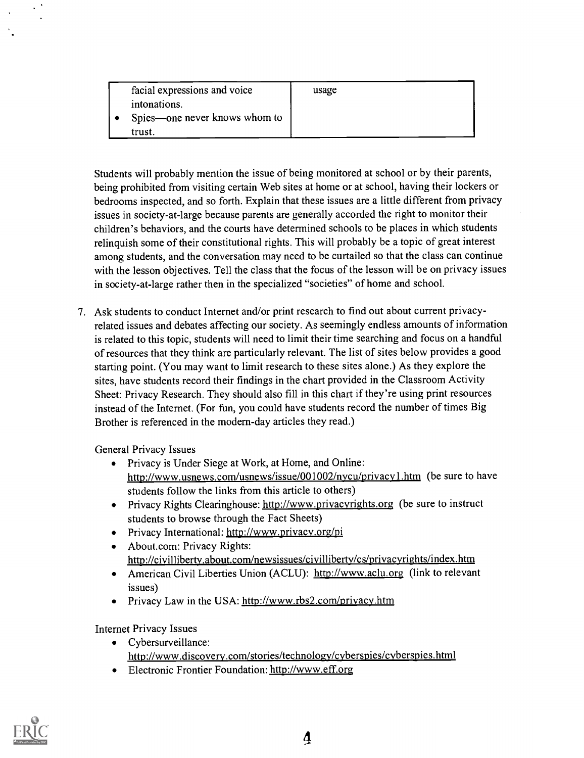| facial expressions and voice intonations.<br>• Spies—one never knows whom to trust. | usage |
|---|---|

Students will probably mention the issue of being monitored at school or by their parents, being prohibited from visiting certain Web sites at home or at school, having their lockers or bedrooms inspected, and so forth. Explain that these issues are a little different from privacy issues in society-at-large because parents are generally accorded the right to monitor their children's behaviors, and the courts have determined schools to be places in which students relinquish some of their constitutional rights. This will probably be a topic of great interest among students, and the conversation may need to be curtailed so that the class can continue with the lesson objectives. Tell the class that the focus of the lesson will be on privacy issues in society-at-large rather then in the specialized "societies" of home and school.

7. Ask students to conduct Internet and/or print research to find out about current privacy-related issues and debates affecting our society. As seemingly endless amounts of information is related to this topic, students will need to limit their time searching and focus on a handful of resources that they think are particularly relevant. The list of sites below provides a good starting point. (You may want to limit research to these sites alone.) As they explore the sites, have students record their findings in the chart provided in the Classroom Activity Sheet: Privacy Research. They should also fill in this chart if they're using print resources instead of the Internet. (For fun, you could have students record the number of times Big Brother is referenced in the modern-day articles they read.)

   General Privacy Issues
   - Privacy is Under Siege at Work, at Home, and Online: http://www.usnews.com/usnews/issue/001002/nycu/privacy1.htm (be sure to have students follow the links from this article to others)
   - Privacy Rights Clearinghouse: http://www.privacyrights.org (be sure to instruct students to browse through the Fact Sheets)
   - Privacy International: http://www.privacy.org/pi
   - About.com: Privacy Rights: http://civilliberty.about.com/newsissues/civilliberty/cs/privacyrights/index.htm
   - American Civil Liberties Union (ACLU): http://www.aclu.org (link to relevant issues)
   - Privacy Law in the USA: http://www.rbs2.com/privacy.htm

   Internet Privacy Issues
   - Cybersurveillance: http://www.discovery.com/stories/technology/cyberspies/cyberspies.html
   - Electronic Frontier Foundation: http://www.eff.org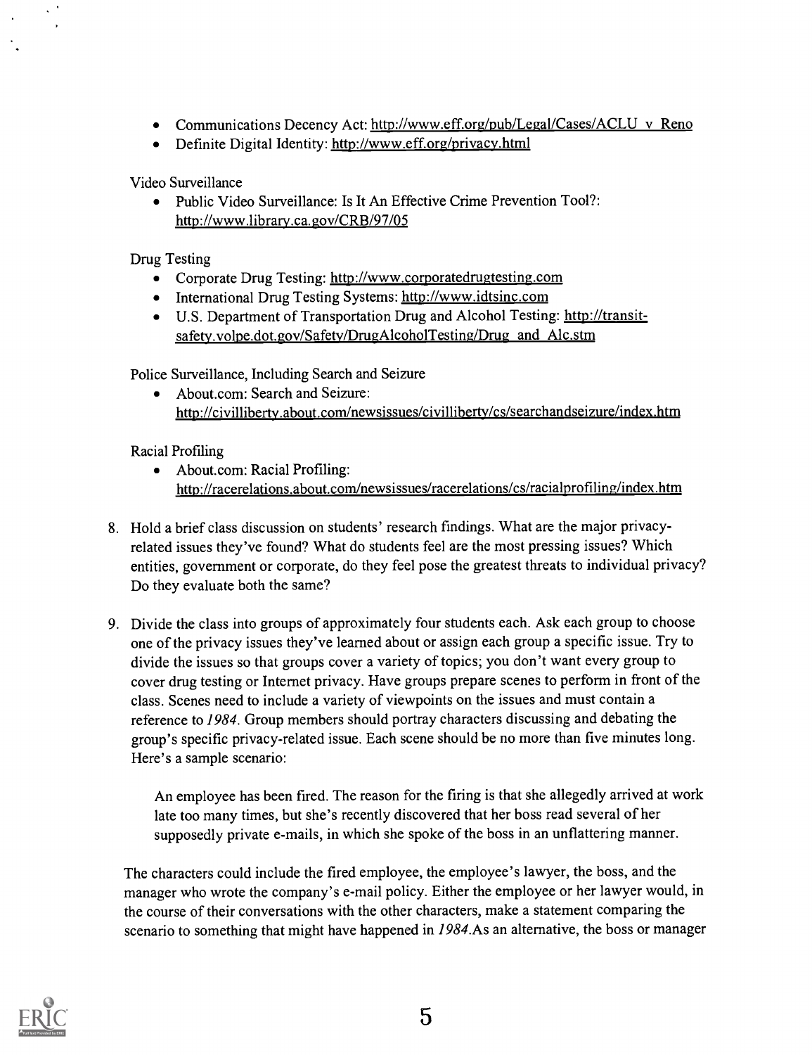- Communications Decency Act: http://www.eff.org/pub/Legal/Cases/ACLU_v_Reno
- Definite Digital Identity: http://www.eff.org/privacy.html

Video Surveillance

- Public Video Surveillance: Is It An Effective Crime Prevention Tool?: http://www.library.ca.gov/CRB/97/05

Drug Testing

- Corporate Drug Testing: http://www.corporatedrugtesting.com
- International Drug Testing Systems: http://www.idtsinc.com
- U.S. Department of Transportation Drug and Alcohol Testing: http://transit-safety.volpe.dot.gov/Safety/DrugAlcoholTesting/Drug_and_Alc.stm

Police Surveillance, Including Search and Seizure

- About.com: Search and Seizure: http://civilliberty.about.com/newsissues/civilliberty/cs/searchandseizure/index.htm

Racial Profiling

- About.com: Racial Profiling: http://racerelations.about.com/newsissues/racerelations/cs/racialprofiling/index.htm

8. Hold a brief class discussion on students' research findings. What are the major privacy-related issues they've found? What do students feel are the most pressing issues? Which entities, government or corporate, do they feel pose the greatest threats to individual privacy? Do they evaluate both the same?

9. Divide the class into groups of approximately four students each. Ask each group to choose one of the privacy issues they've learned about or assign each group a specific issue. Try to divide the issues so that groups cover a variety of topics; you don't want every group to cover drug testing or Internet privacy. Have groups prepare scenes to perform in front of the class. Scenes need to include a variety of viewpoints on the issues and must contain a reference to *1984*. Group members should portray characters discussing and debating the group's specific privacy-related issue. Each scene should be no more than five minutes long. Here's a sample scenario:

   An employee has been fired. The reason for the firing is that she allegedly arrived at work late too many times, but she's recently discovered that her boss read several of her supposedly private e-mails, in which she spoke of the boss in an unflattering manner.

   The characters could include the fired employee, the employee's lawyer, the boss, and the manager who wrote the company's e-mail policy. Either the employee or her lawyer would, in the course of their conversations with the other characters, make a statement comparing the scenario to something that might have happened in *1984*.As an alternative, the boss or manager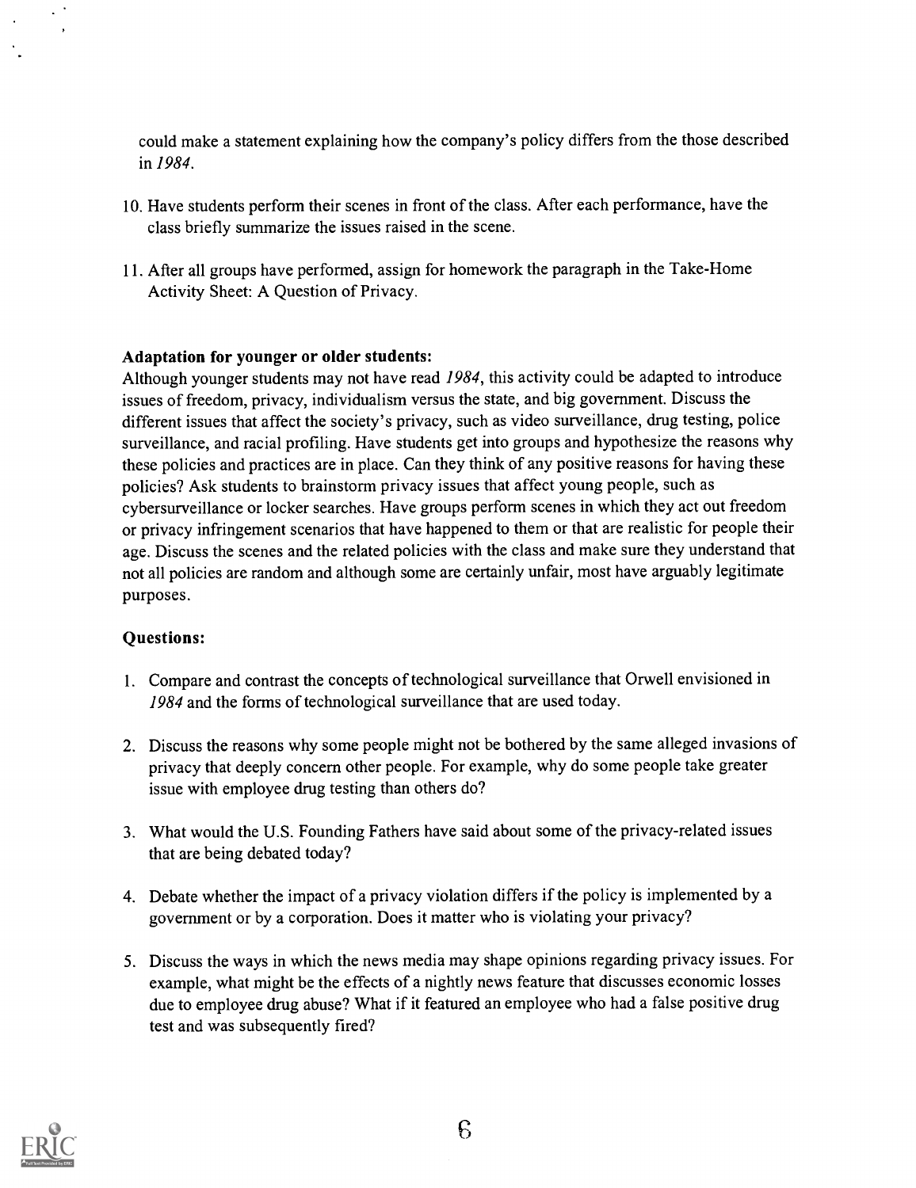could make a statement explaining how the company's policy differs from the those described in *1984*.

10. Have students perform their scenes in front of the class. After each performance, have the class briefly summarize the issues raised in the scene.

11. After all groups have performed, assign for homework the paragraph in the Take-Home Activity Sheet: A Question of Privacy.

**Adaptation for younger or older students:**

Although younger students may not have read *1984*, this activity could be adapted to introduce issues of freedom, privacy, individualism versus the state, and big government. Discuss the different issues that affect the society's privacy, such as video surveillance, drug testing, police surveillance, and racial profiling. Have students get into groups and hypothesize the reasons why these policies and practices are in place. Can they think of any positive reasons for having these policies? Ask students to brainstorm privacy issues that affect young people, such as cybersurveillance or locker searches. Have groups perform scenes in which they act out freedom or privacy infringement scenarios that have happened to them or that are realistic for people their age. Discuss the scenes and the related policies with the class and make sure they understand that not all policies are random and although some are certainly unfair, most have arguably legitimate purposes.

## Questions:

1. Compare and contrast the concepts of technological surveillance that Orwell envisioned in *1984* and the forms of technological surveillance that are used today.

2. Discuss the reasons why some people might not be bothered by the same alleged invasions of privacy that deeply concern other people. For example, why do some people take greater issue with employee drug testing than others do?

3. What would the U.S. Founding Fathers have said about some of the privacy-related issues that are being debated today?

4. Debate whether the impact of a privacy violation differs if the policy is implemented by a government or by a corporation. Does it matter who is violating your privacy?

5. Discuss the ways in which the news media may shape opinions regarding privacy issues. For example, what might be the effects of a nightly news feature that discusses economic losses due to employee drug abuse? What if it featured an employee who had a false positive drug test and was subsequently fired?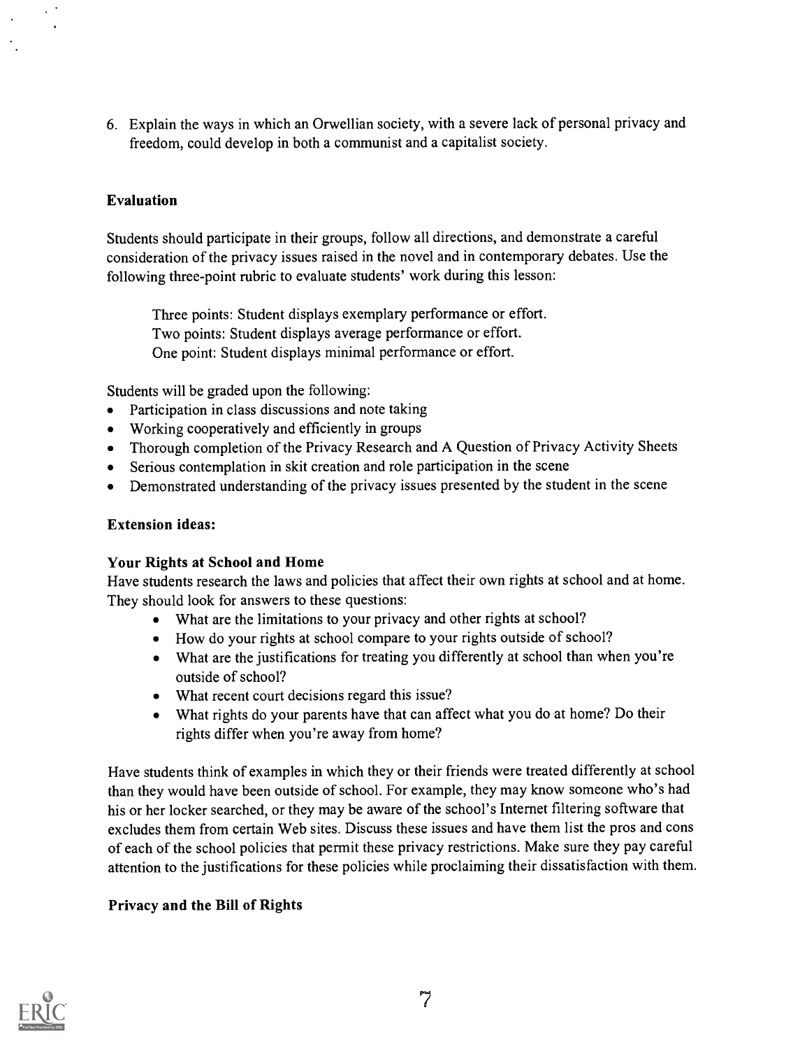6. Explain the ways in which an Orwellian society, with a severe lack of personal privacy and freedom, could develop in both a communist and a capitalist society.

### Evaluation

Students should participate in their groups, follow all directions, and demonstrate a careful consideration of the privacy issues raised in the novel and in contemporary debates. Use the following three-point rubric to evaluate students' work during this lesson:

Three points: Student displays exemplary performance or effort.
Two points: Student displays average performance or effort.
One point: Student displays minimal performance or effort.

Students will be graded upon the following:

- Participation in class discussions and note taking
- Working cooperatively and efficiently in groups
- Thorough completion of the Privacy Research and A Question of Privacy Activity Sheets
- Serious contemplation in skit creation and role participation in the scene
- Demonstrated understanding of the privacy issues presented by the student in the scene

### Extension ideas:

#### Your Rights at School and Home

Have students research the laws and policies that affect their own rights at school and at home. They should look for answers to these questions:

- What are the limitations to your privacy and other rights at school?
- How do your rights at school compare to your rights outside of school?
- What are the justifications for treating you differently at school than when you're outside of school?
- What recent court decisions regard this issue?
- What rights do your parents have that can affect what you do at home? Do their rights differ when you're away from home?

Have students think of examples in which they or their friends were treated differently at school than they would have been outside of school. For example, they may know someone who's had his or her locker searched, or they may be aware of the school's Internet filtering software that excludes them from certain Web sites. Discuss these issues and have them list the pros and cons of each of the school policies that permit these privacy restrictions. Make sure they pay careful attention to the justifications for these policies while proclaiming their dissatisfaction with them.

#### Privacy and the Bill of Rights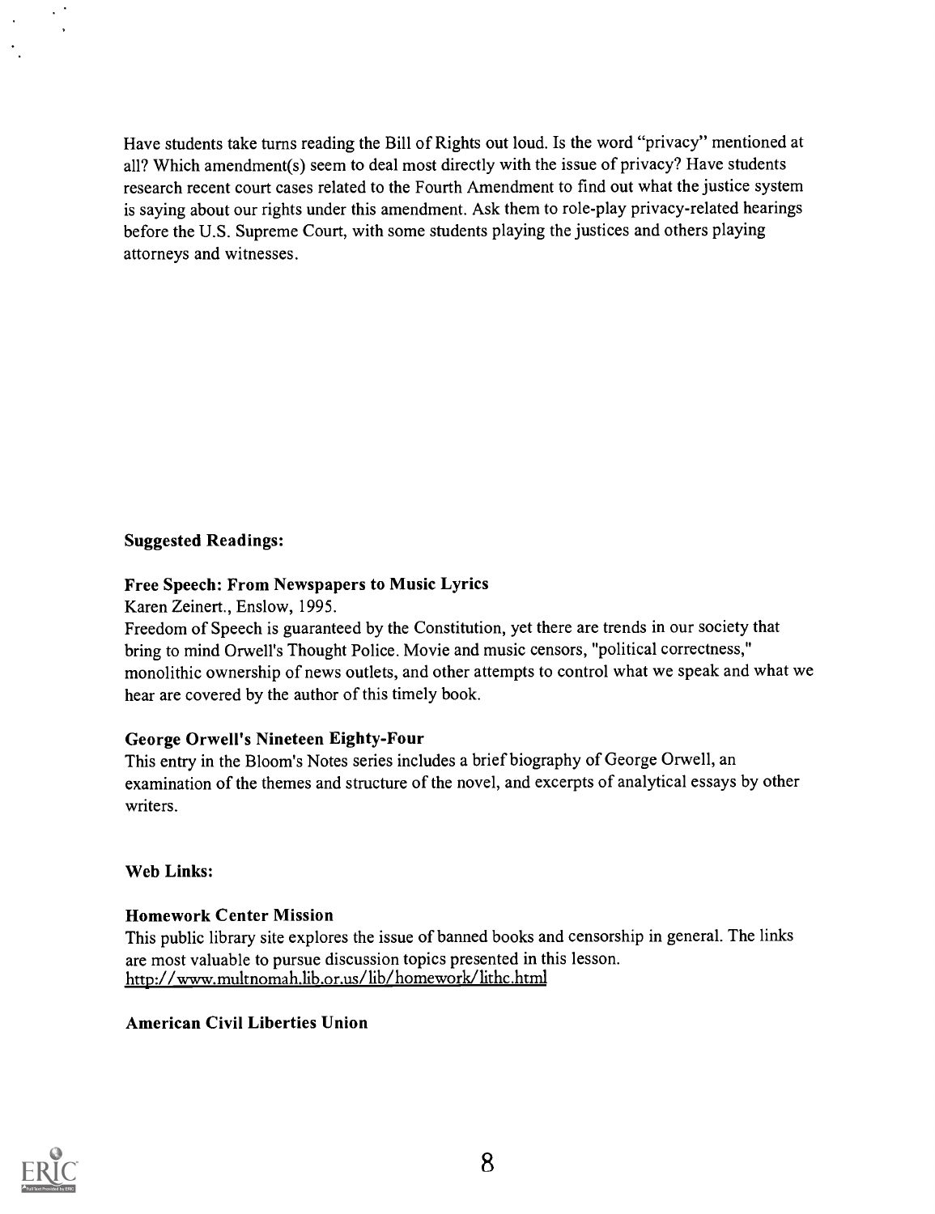Have students take turns reading the Bill of Rights out loud. Is the word "privacy" mentioned at all? Which amendment(s) seem to deal most directly with the issue of privacy? Have students research recent court cases related to the Fourth Amendment to find out what the justice system is saying about our rights under this amendment. Ask them to role-play privacy-related hearings before the U.S. Supreme Court, with some students playing the justices and others playing attorneys and witnesses.

**Suggested Readings:**

**Free Speech: From Newspapers to Music Lyrics**

Karen Zeinert., Enslow, 1995.

Freedom of Speech is guaranteed by the Constitution, yet there are trends in our society that bring to mind Orwell's Thought Police. Movie and music censors, "political correctness," monolithic ownership of news outlets, and other attempts to control what we speak and what we hear are covered by the author of this timely book.

**George Orwell's Nineteen Eighty-Four**

This entry in the Bloom's Notes series includes a brief biography of George Orwell, an examination of the themes and structure of the novel, and excerpts of analytical essays by other writers.

**Web Links:**

**Homework Center Mission**

This public library site explores the issue of banned books and censorship in general. The links are most valuable to pursue discussion topics presented in this lesson.
http://www.multnomah.lib.or.us/lib/homework/lithc.html

**American Civil Liberties Union**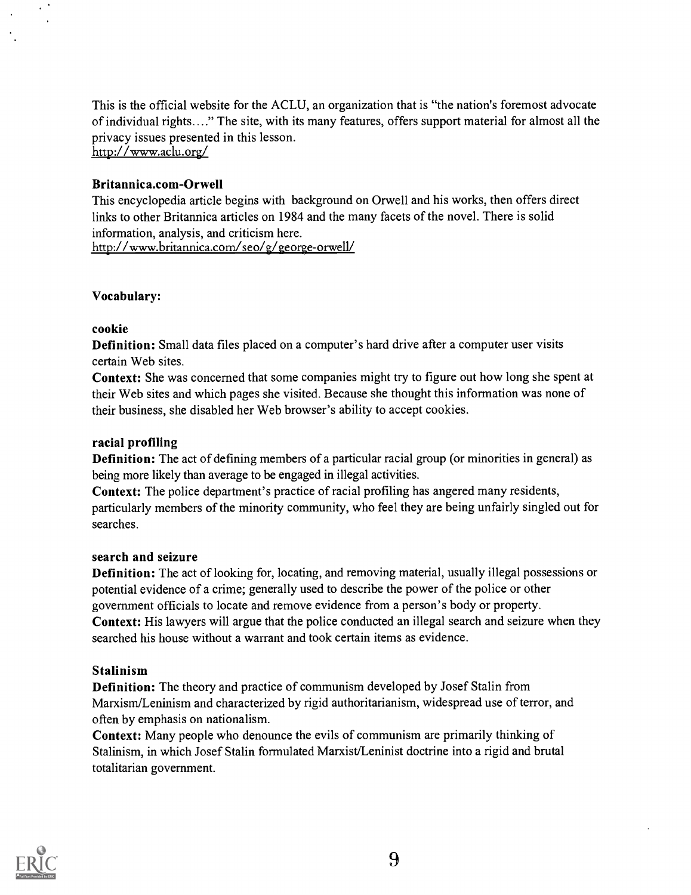This is the official website for the ACLU, an organization that is "the nation's foremost advocate of individual rights...." The site, with its many features, offers support material for almost all the privacy issues presented in this lesson.
http://www.aclu.org/

**Britannica.com-Orwell**
This encyclopedia article begins with background on Orwell and his works, then offers direct links to other Britannica articles on 1984 and the many facets of the novel. There is solid information, analysis, and criticism here.
http://www.britannica.com/seo/g/george-orwell/

**Vocabulary:**

**cookie**
**Definition:** Small data files placed on a computer's hard drive after a computer user visits certain Web sites.
**Context:** She was concerned that some companies might try to figure out how long she spent at their Web sites and which pages she visited. Because she thought this information was none of their business, she disabled her Web browser's ability to accept cookies.

**racial profiling**
**Definition:** The act of defining members of a particular racial group (or minorities in general) as being more likely than average to be engaged in illegal activities.
**Context:** The police department's practice of racial profiling has angered many residents, particularly members of the minority community, who feel they are being unfairly singled out for searches.

**search and seizure**
**Definition:** The act of looking for, locating, and removing material, usually illegal possessions or potential evidence of a crime; generally used to describe the power of the police or other government officials to locate and remove evidence from a person's body or property.
**Context:** His lawyers will argue that the police conducted an illegal search and seizure when they searched his house without a warrant and took certain items as evidence.

**Stalinism**
**Definition:** The theory and practice of communism developed by Josef Stalin from Marxism/Leninism and characterized by rigid authoritarianism, widespread use of terror, and often by emphasis on nationalism.
**Context:** Many people who denounce the evils of communism are primarily thinking of Stalinism, in which Josef Stalin formulated Marxist/Leninist doctrine into a rigid and brutal totalitarian government.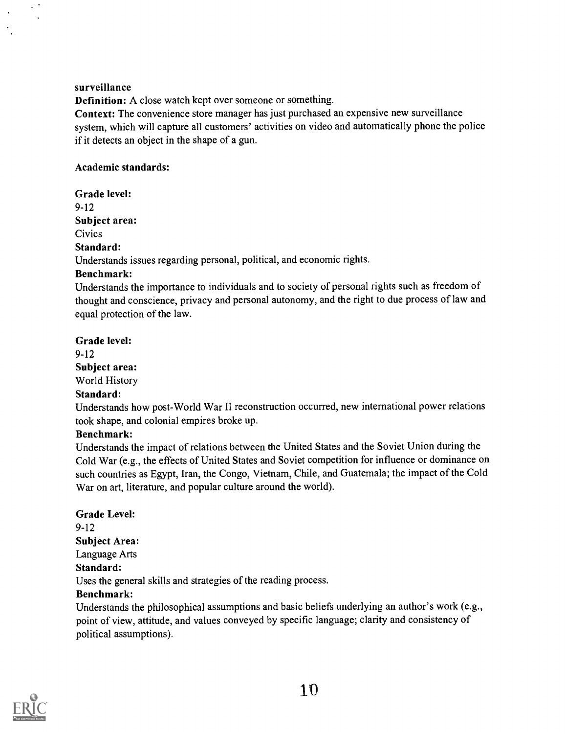**surveillance**

**Definition:** A close watch kept over someone or something.

**Context:** The convenience store manager has just purchased an expensive new surveillance system, which will capture all customers' activities on video and automatically phone the police if it detects an object in the shape of a gun.

**Academic standards:**

**Grade level:**
9-12
**Subject area:**
Civics
**Standard:**
Understands issues regarding personal, political, and economic rights.
**Benchmark:**
Understands the importance to individuals and to society of personal rights such as freedom of thought and conscience, privacy and personal autonomy, and the right to due process of law and equal protection of the law.

**Grade level:**
9-12
**Subject area:**
World History
**Standard:**
Understands how post-World War II reconstruction occurred, new international power relations took shape, and colonial empires broke up.
**Benchmark:**
Understands the impact of relations between the United States and the Soviet Union during the Cold War (e.g., the effects of United States and Soviet competition for influence or dominance on such countries as Egypt, Iran, the Congo, Vietnam, Chile, and Guatemala; the impact of the Cold War on art, literature, and popular culture around the world).

**Grade Level:**
9-12
**Subject Area:**
Language Arts
**Standard:**
Uses the general skills and strategies of the reading process.
**Benchmark:**
Understands the philosophical assumptions and basic beliefs underlying an author's work (e.g., point of view, attitude, and values conveyed by specific language; clarity and consistency of political assumptions).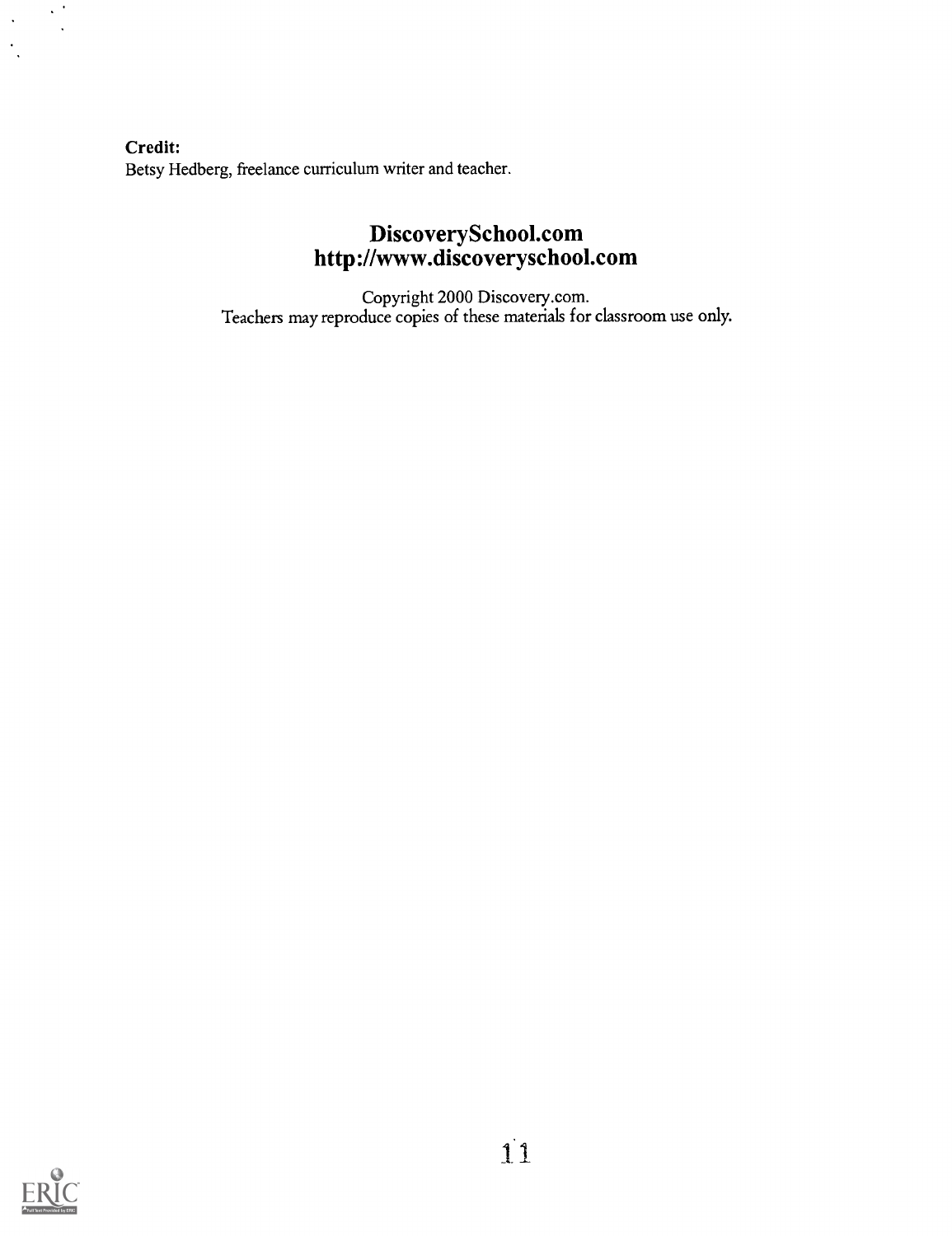**Credit:**
Betsy Hedberg, freelance curriculum writer and teacher.

**DiscoverySchool.com**
**http://www.discoveryschool.com**

Copyright 2000 Discovery.com.
Teachers may reproduce copies of these materials for classroom use only.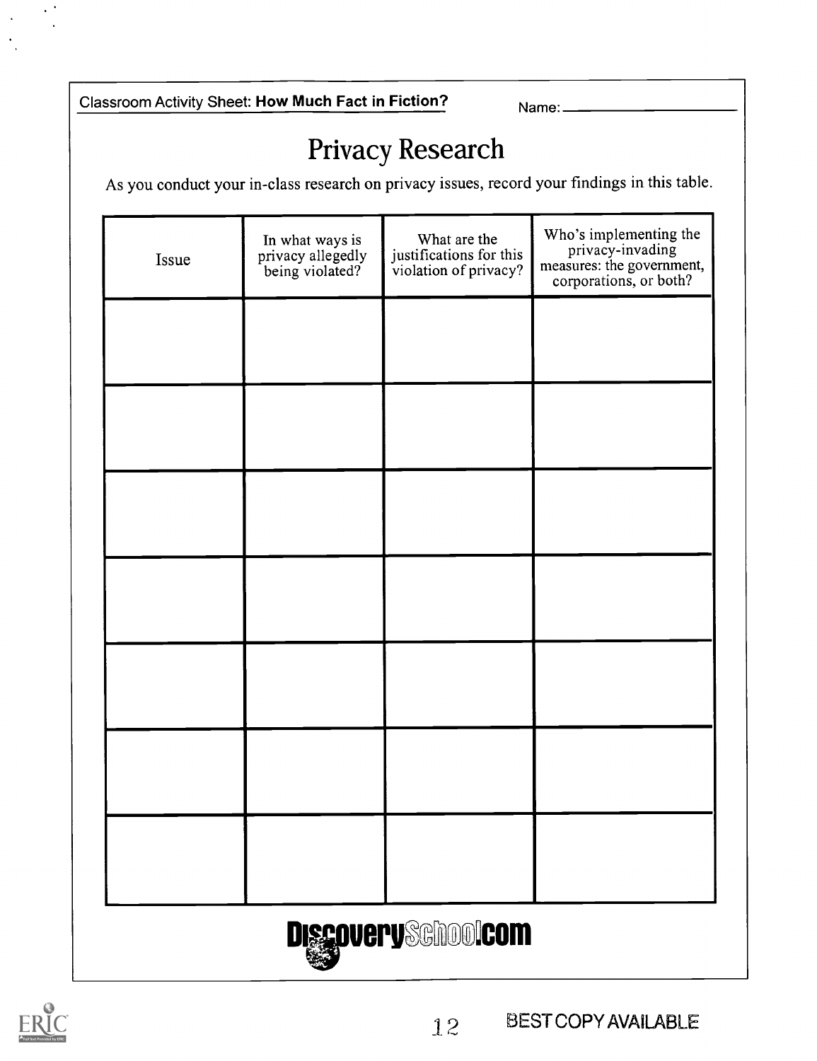Classroom Activity Sheet: **How Much Fact in Fiction?** Name: ____________________

# Privacy Research

As you conduct your in-class research on privacy issues, record your findings in this table.

| Issue | In what ways is privacy allegedly being violated? | What are the justifications for this violation of privacy? | Who's implementing the privacy-invading measures: the government, corporations, or both? |
|---|---|---|---|
| | | | |
| | | | |
| | | | |
| | | | |
| | | | |
| | | | |
| | | | |

DiscoverySchool.com

BEST COPY AVAILABLE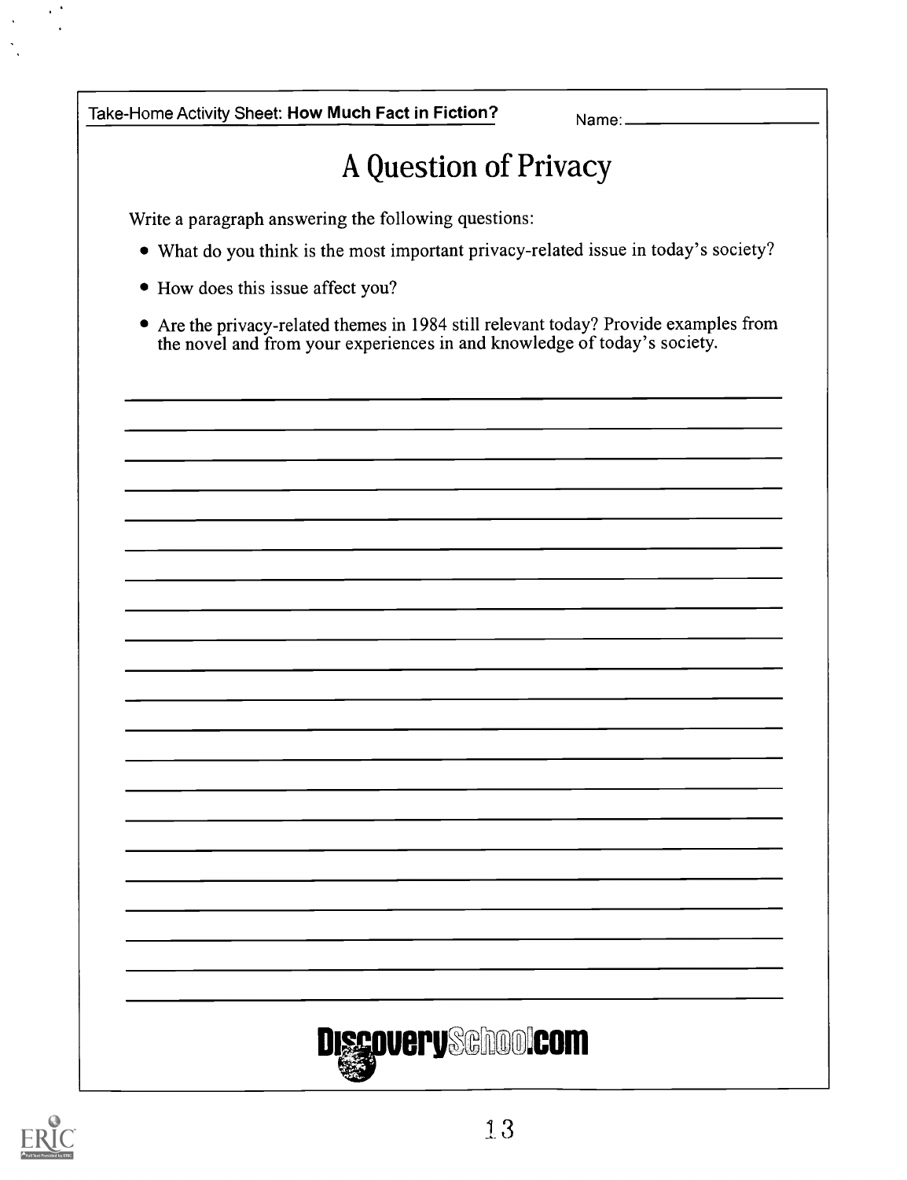Take-Home Activity Sheet: **How Much Fact in Fiction?** Name: ____________________

# A Question of Privacy

Write a paragraph answering the following questions:

- What do you think is the most important privacy-related issue in today's society?
- How does this issue affect you?
- Are the privacy-related themes in 1984 still relevant today? Provide examples from the novel and from your experiences in and knowledge of today's society.

DiscoverySchool.com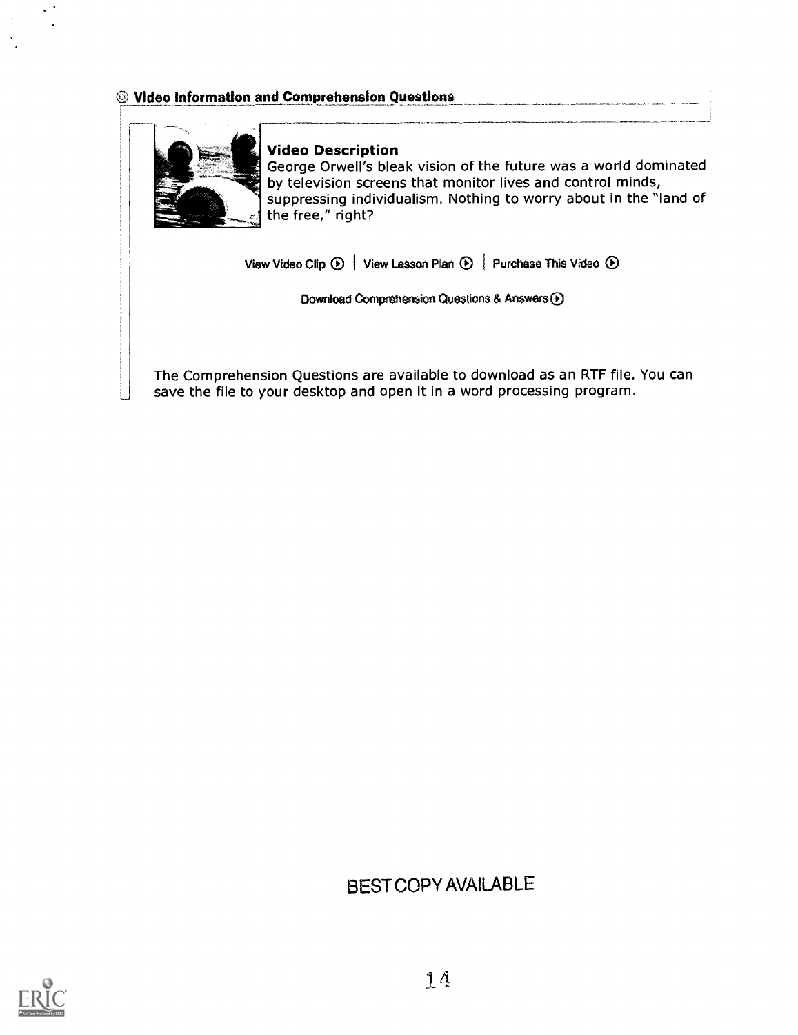## Video Information and Comprehension Questions

### Video Description

George Orwell's bleak vision of the future was a world dominated by television screens that monitor lives and control minds, suppressing individualism. Nothing to worry about in the "land of the free," right?

View Video Clip | View Lesson Plan | Purchase This Video

Download Comprehension Questions & Answers

The Comprehension Questions are available to download as an RTF file. You can save the file to your desktop and open it in a word processing program.

BEST COPY AVAILABLE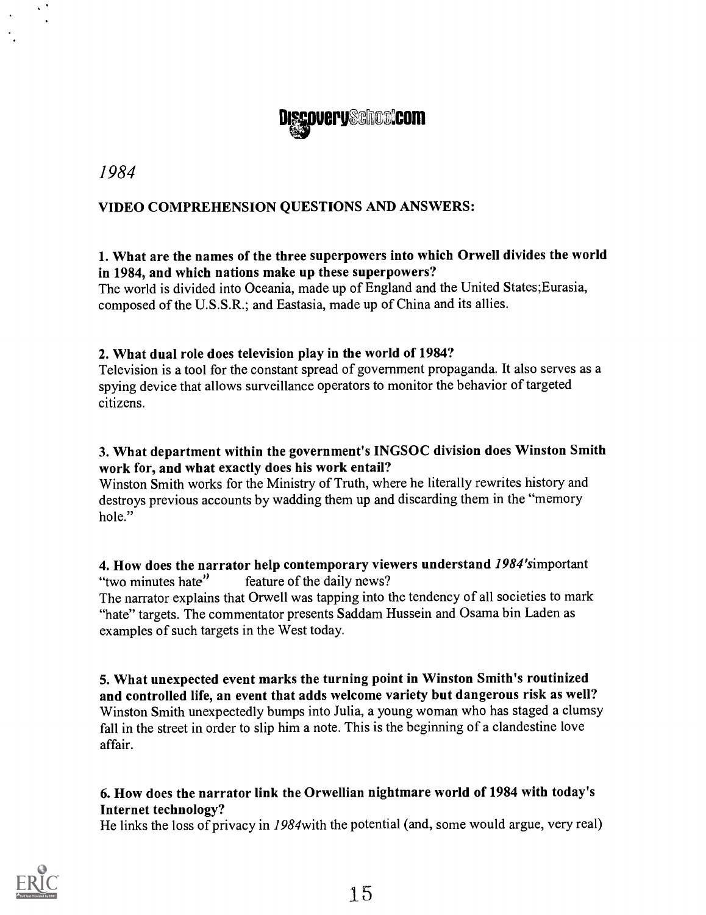DiscoverySchool.com

*1984*

**VIDEO COMPREHENSION QUESTIONS AND ANSWERS:**

**1. What are the names of the three superpowers into which Orwell divides the world in 1984, and which nations make up these superpowers?**
The world is divided into Oceania, made up of England and the United States;Eurasia, composed of the U.S.S.R.; and Eastasia, made up of China and its allies.

**2. What dual role does television play in the world of 1984?**
Television is a tool for the constant spread of government propaganda. It also serves as a spying device that allows surveillance operators to monitor the behavior of targeted citizens.

**3. What department within the government's INGSOC division does Winston Smith work for, and what exactly does his work entail?**
Winston Smith works for the Ministry of Truth, where he literally rewrites history and destroys previous accounts by wadding them up and discarding them in the "memory hole."

**4. How does the narrator help contemporary viewers understand *1984's*important "two minutes hate" feature of the daily news?**
The narrator explains that Orwell was tapping into the tendency of all societies to mark "hate" targets. The commentator presents Saddam Hussein and Osama bin Laden as examples of such targets in the West today.

**5. What unexpected event marks the turning point in Winston Smith's routinized and controlled life, an event that adds welcome variety but dangerous risk as well?**
Winston Smith unexpectedly bumps into Julia, a young woman who has staged a clumsy fall in the street in order to slip him a note. This is the beginning of a clandestine love affair.

**6. How does the narrator link the Orwellian nightmare world of 1984 with today's Internet technology?**
He links the loss of privacy in *1984*with the potential (and, some would argue, very real)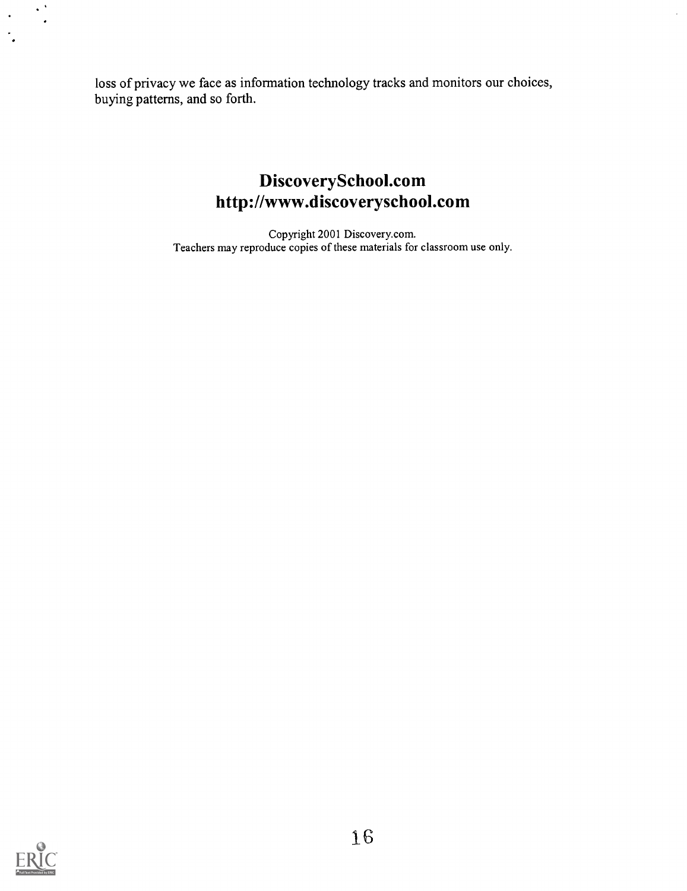loss of privacy we face as information technology tracks and monitors our choices, buying patterns, and so forth.

## DiscoverySchool.com
## http://www.discoveryschool.com

Copyright 2001 Discovery.com.
Teachers may reproduce copies of these materials for classroom use only.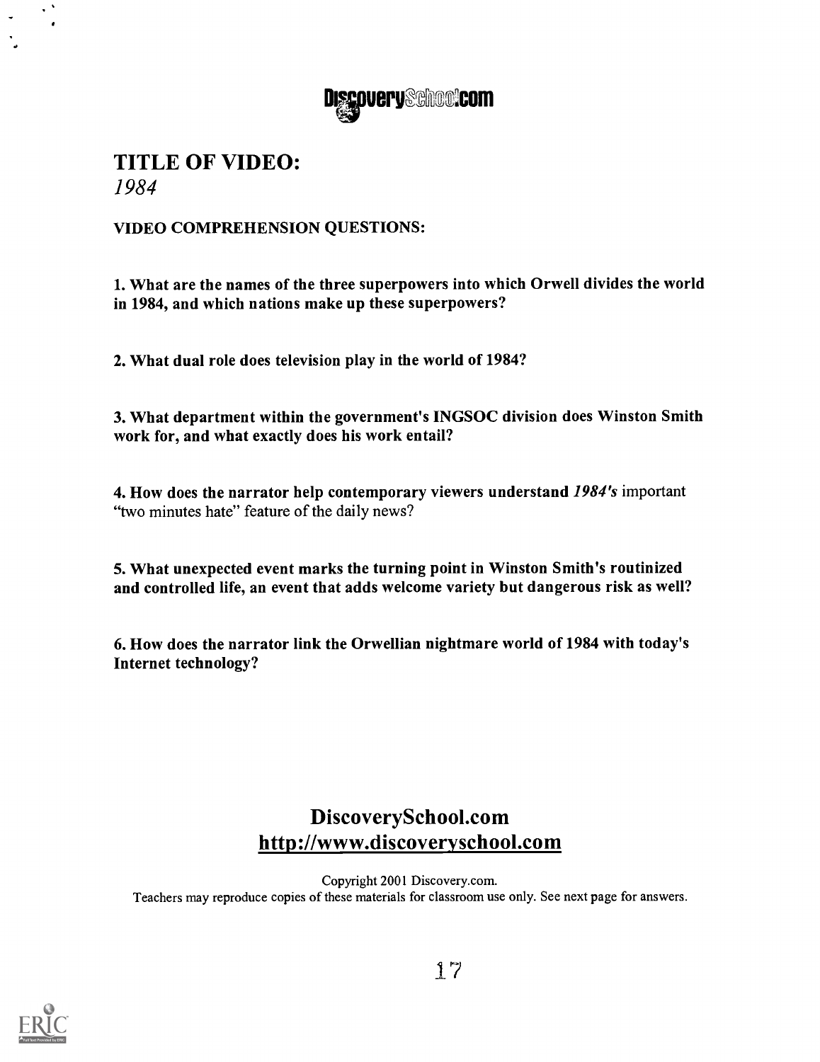DiscoverySchool.com

# TITLE OF VIDEO:

*1984*

**VIDEO COMPREHENSION QUESTIONS:**

**1. What are the names of the three superpowers into which Orwell divides the world in 1984, and which nations make up these superpowers?**

**2. What dual role does television play in the world of 1984?**

**3. What department within the government's INGSOC division does Winston Smith work for, and what exactly does his work entail?**

**4. How does the narrator help contemporary viewers understand *1984's* important "two minutes hate" feature of the daily news?**

**5. What unexpected event marks the turning point in Winston Smith's routinized and controlled life, an event that adds welcome variety but dangerous risk as well?**

**6. How does the narrator link the Orwellian nightmare world of 1984 with today's Internet technology?**

## DiscoverySchool.com
## http://www.discoveryschool.com

Copyright 2001 Discovery.com.
Teachers may reproduce copies of these materials for classroom use only. See next page for answers.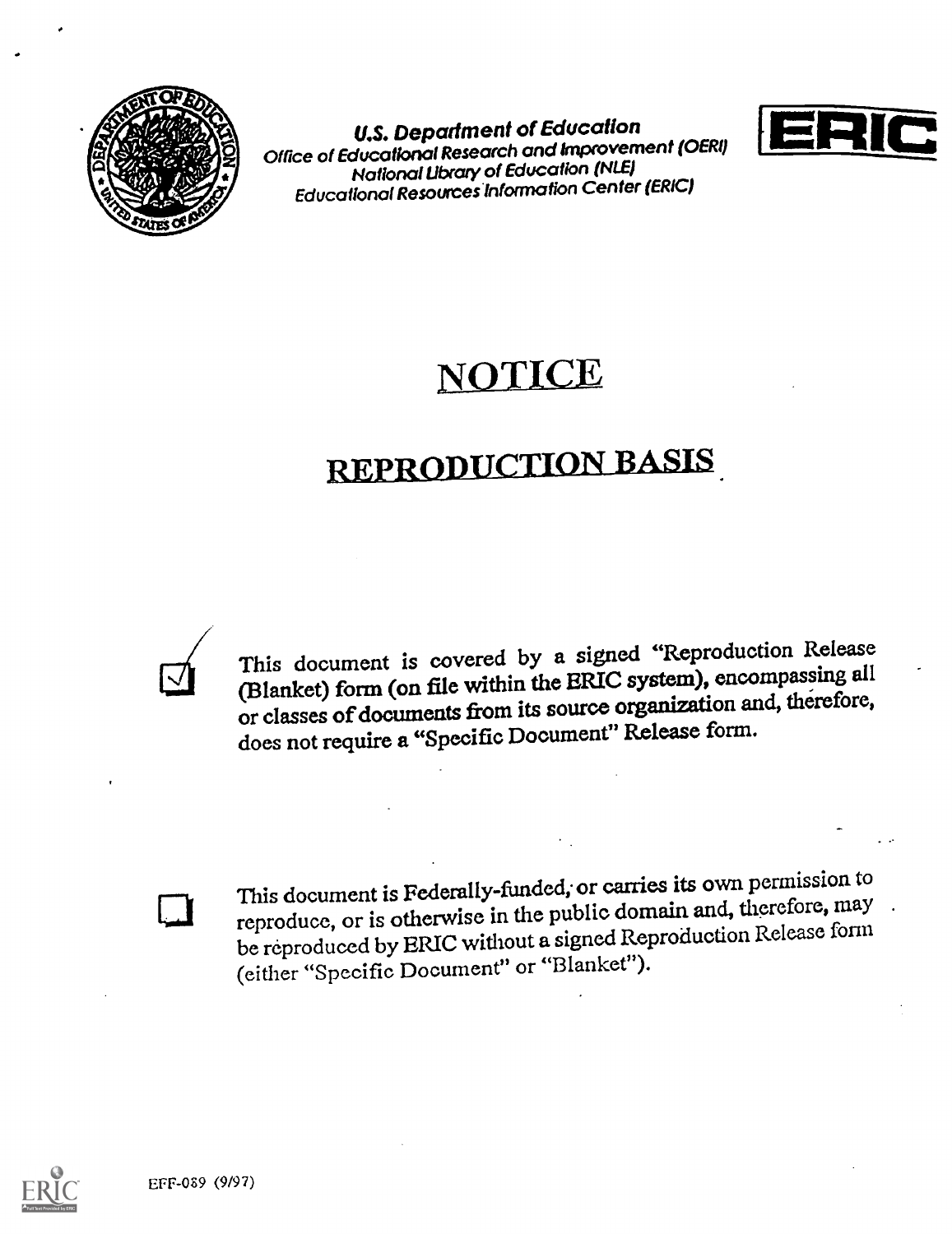U.S. Department of Education
Office of Educational Research and Improvement (OERI)
National Library of Education (NLE)
Educational Resources Information Center (ERIC)

ERIC

# NOTICE

# REPRODUCTION BASIS

- [x] This document is covered by a signed "Reproduction Release (Blanket) form (on file within the ERIC system), encompassing all or classes of documents from its source organization and, therefore, does not require a "Specific Document" Release form.

- [ ] This document is Federally-funded, or carries its own permission to reproduce, or is otherwise in the public domain and, therefore, may be reproduced by ERIC without a signed Reproduction Release form (either "Specific Document" or "Blanket").

EFF-089 (9/97)